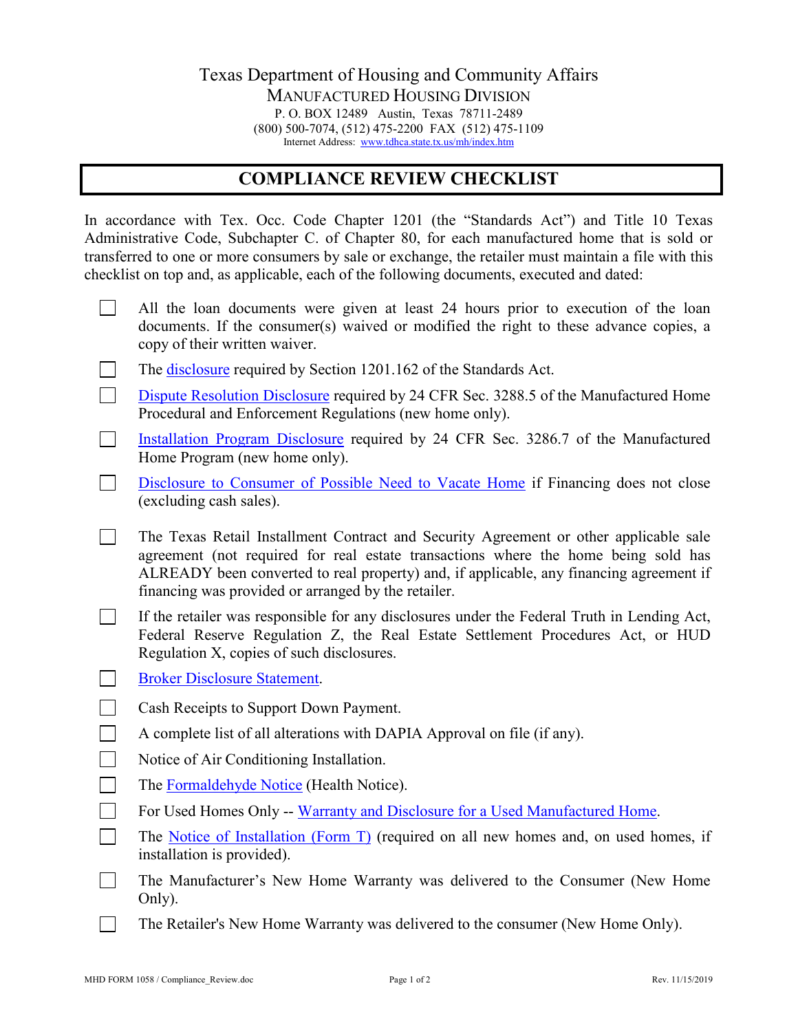Texas Department of Housing and Community Affairs

MANUFACTURED HOUSING DIVISION

P. O. BOX 12489 Austin, Texas 78711-2489

(800) 500-7074, (512) 475-2200 FAX (512) 475-1109

Internet Address: www.tdhca.state.tx.us/mh/index.htm

# COMPLIANCE REVIEW CHECKLIST

In accordance with Tex. Occ. Code Chapter 1201 (the "Standards Act") and Title 10 Texas Administrative Code, Subchapter C. of Chapter 80, for each manufactured home that is sold or transferred to one or more consumers by sale or exchange, the retailer must maintain a file with this checklist on top and, as applicable, each of the following documents, executed and dated:

- [ ] All the loan documents were given at least 24 hours prior to execution of the loan documents. If the consumer(s) waived or modified the right to these advance copies, a copy of their written waiver.
- [ ] The disclosure required by Section 1201.162 of the Standards Act.
- [ ] Dispute Resolution Disclosure required by 24 CFR Sec. 3288.5 of the Manufactured Home Procedural and Enforcement Regulations (new home only).
- [ ] Installation Program Disclosure required by 24 CFR Sec. 3286.7 of the Manufactured Home Program (new home only).
- [ ] Disclosure to Consumer of Possible Need to Vacate Home if Financing does not close (excluding cash sales).
- [ ] The Texas Retail Installment Contract and Security Agreement or other applicable sale agreement (not required for real estate transactions where the home being sold has ALREADY been converted to real property) and, if applicable, any financing agreement if financing was provided or arranged by the retailer.
- [ ] If the retailer was responsible for any disclosures under the Federal Truth in Lending Act, Federal Reserve Regulation Z, the Real Estate Settlement Procedures Act, or HUD Regulation X, copies of such disclosures.
- [ ] Broker Disclosure Statement.
- [ ] Cash Receipts to Support Down Payment.
- [ ] A complete list of all alterations with DAPIA Approval on file (if any).
- [ ] Notice of Air Conditioning Installation.
- [ ] The Formaldehyde Notice (Health Notice).
- [ ] For Used Homes Only -- Warranty and Disclosure for a Used Manufactured Home.
- [ ] The Notice of Installation (Form T) (required on all new homes and, on used homes, if installation is provided).
- [ ] The Manufacturer's New Home Warranty was delivered to the Consumer (New Home Only).
- [ ] The Retailer's New Home Warranty was delivered to the consumer (New Home Only).

MHD FORM 1058 / Compliance_Review.doc Rev. 11/15/2019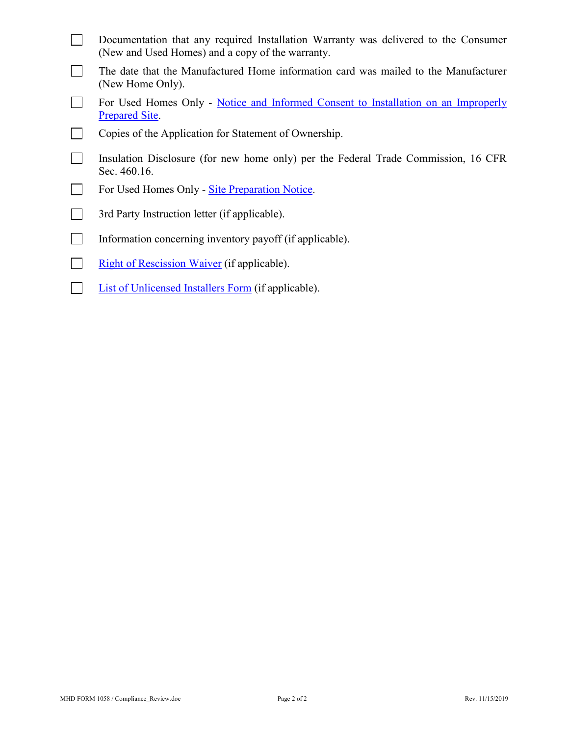- [ ] Documentation that any required Installation Warranty was delivered to the Consumer (New and Used Homes) and a copy of the warranty.
- [ ] The date that the Manufactured Home information card was mailed to the Manufacturer (New Home Only).
- [ ] For Used Homes Only - Notice and Informed Consent to Installation on an Improperly Prepared Site.
- [ ] Copies of the Application for Statement of Ownership.
- [ ] Insulation Disclosure (for new home only) per the Federal Trade Commission, 16 CFR Sec. 460.16.
- [ ] For Used Homes Only - Site Preparation Notice.
- [ ] 3rd Party Instruction letter (if applicable).
- [ ] Information concerning inventory payoff (if applicable).
- [ ] Right of Rescission Waiver (if applicable).
- [ ] List of Unlicensed Installers Form (if applicable).